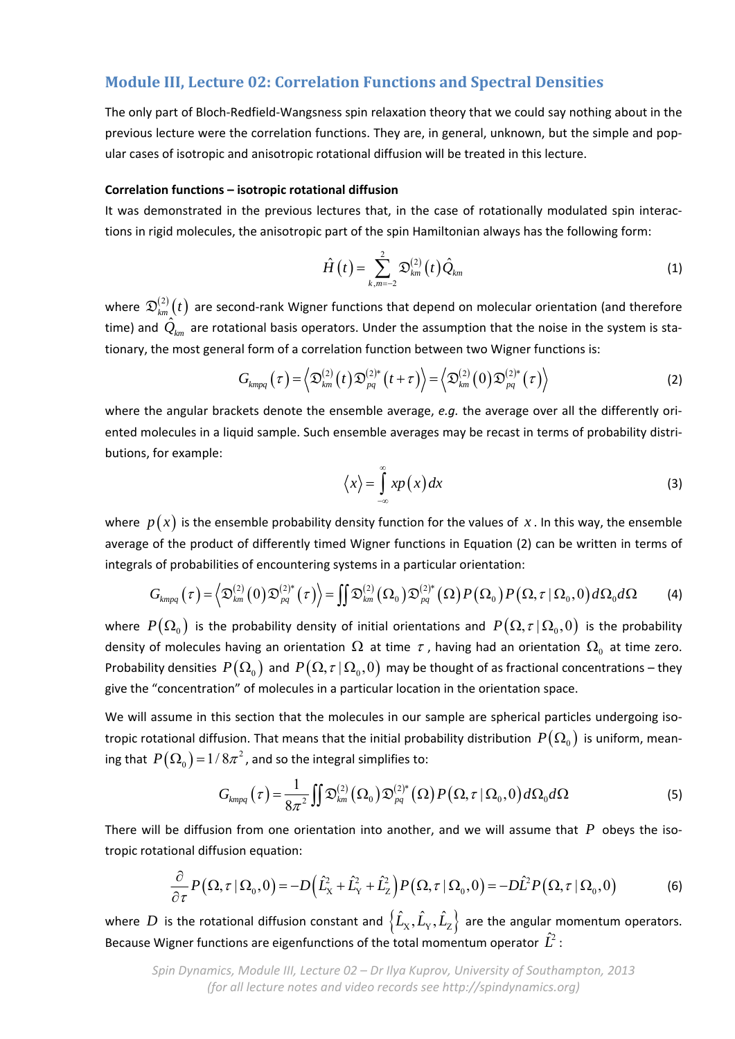## Module III, Lecture 02: Correlation Functions and Spectral Densities

The only part of Bloch-Redfield-Wangsness spin relaxation theory that we could say nothing about in the previous lecture were the correlation functions. They are, in general, unknown, but the simple and popular cases of isotropic and anisotropic rotational diffusion will be treated in this lecture.

**Correlation functions – isotropic rotational diffusion**

It was demonstrated in the previous lectures that, in the case of rotationally modulated spin interactions in rigid molecules, the anisotropic part of the spin Hamiltonian always has the following form:

$$\hat{H}(t) = \sum_{k,m=-2}^{2} \mathfrak{D}_{km}^{(2)}(t)\hat{Q}_{km} \tag{1}$$

where $\mathfrak{D}_{km}^{(2)}(t)$ are second-rank Wigner functions that depend on molecular orientation (and therefore time) and $\hat{Q}_{km}$ are rotational basis operators. Under the assumption that the noise in the system is stationary, the most general form of a correlation function between two Wigner functions is:

$$G_{kmpq}(\tau) = \left\langle \mathfrak{D}_{km}^{(2)}(t)\mathfrak{D}_{pq}^{(2)*}(t+\tau)\right\rangle = \left\langle \mathfrak{D}_{km}^{(2)}(0)\mathfrak{D}_{pq}^{(2)*}(\tau)\right\rangle \tag{2}$$

where the angular brackets denote the ensemble average, *e.g.* the average over all the differently oriented molecules in a liquid sample. Such ensemble averages may be recast in terms of probability distributions, for example:

$$\langle x \rangle = \int_{-\infty}^{\infty} x p(x)\, dx \tag{3}$$

where $p(x)$ is the ensemble probability density function for the values of $x$. In this way, the ensemble average of the product of differently timed Wigner functions in Equation (2) can be written in terms of integrals of probabilities of encountering systems in a particular orientation:

$$G_{kmpq}(\tau) = \left\langle \mathfrak{D}_{km}^{(2)}(0)\mathfrak{D}_{pq}^{(2)*}(\tau)\right\rangle = \iint \mathfrak{D}_{km}^{(2)}(\Omega_0)\mathfrak{D}_{pq}^{(2)*}(\Omega)P(\Omega_0)P(\Omega,\tau\,|\,\Omega_0,0)\,d\Omega_0 d\Omega \tag{4}$$

where $P(\Omega_0)$ is the probability density of initial orientations and $P(\Omega,\tau\,|\,\Omega_0,0)$ is the probability density of molecules having an orientation $\Omega$ at time $\tau$, having had an orientation $\Omega_0$ at time zero. Probability densities $P(\Omega_0)$ and $P(\Omega,\tau\,|\,\Omega_0,0)$ may be thought of as fractional concentrations – they give the "concentration" of molecules in a particular location in the orientation space.

We will assume in this section that the molecules in our sample are spherical particles undergoing isotropic rotational diffusion. That means that the initial probability distribution $P(\Omega_0)$ is uniform, meaning that $P(\Omega_0) = 1/8\pi^2$, and so the integral simplifies to:

$$G_{kmpq}(\tau) = \frac{1}{8\pi^2}\iint \mathfrak{D}_{km}^{(2)}(\Omega_0)\mathfrak{D}_{pq}^{(2)*}(\Omega)P(\Omega,\tau\,|\,\Omega_0,0)\,d\Omega_0 d\Omega \tag{5}$$

There will be diffusion from one orientation into another, and we will assume that $P$ obeys the isotropic rotational diffusion equation:

$$\frac{\partial}{\partial \tau}P(\Omega,\tau\,|\,\Omega_0,0) = -D\left(\hat{L}_X^2 + \hat{L}_Y^2 + \hat{L}_Z^2\right)P(\Omega,\tau\,|\,\Omega_0,0) = -D\hat{L}^2 P(\Omega,\tau\,|\,\Omega_0,0) \tag{6}$$

where $D$ is the rotational diffusion constant and $\{\hat{L}_X, \hat{L}_Y, \hat{L}_Z\}$ are the angular momentum operators. Because Wigner functions are eigenfunctions of the total momentum operator $\hat{L}^2$: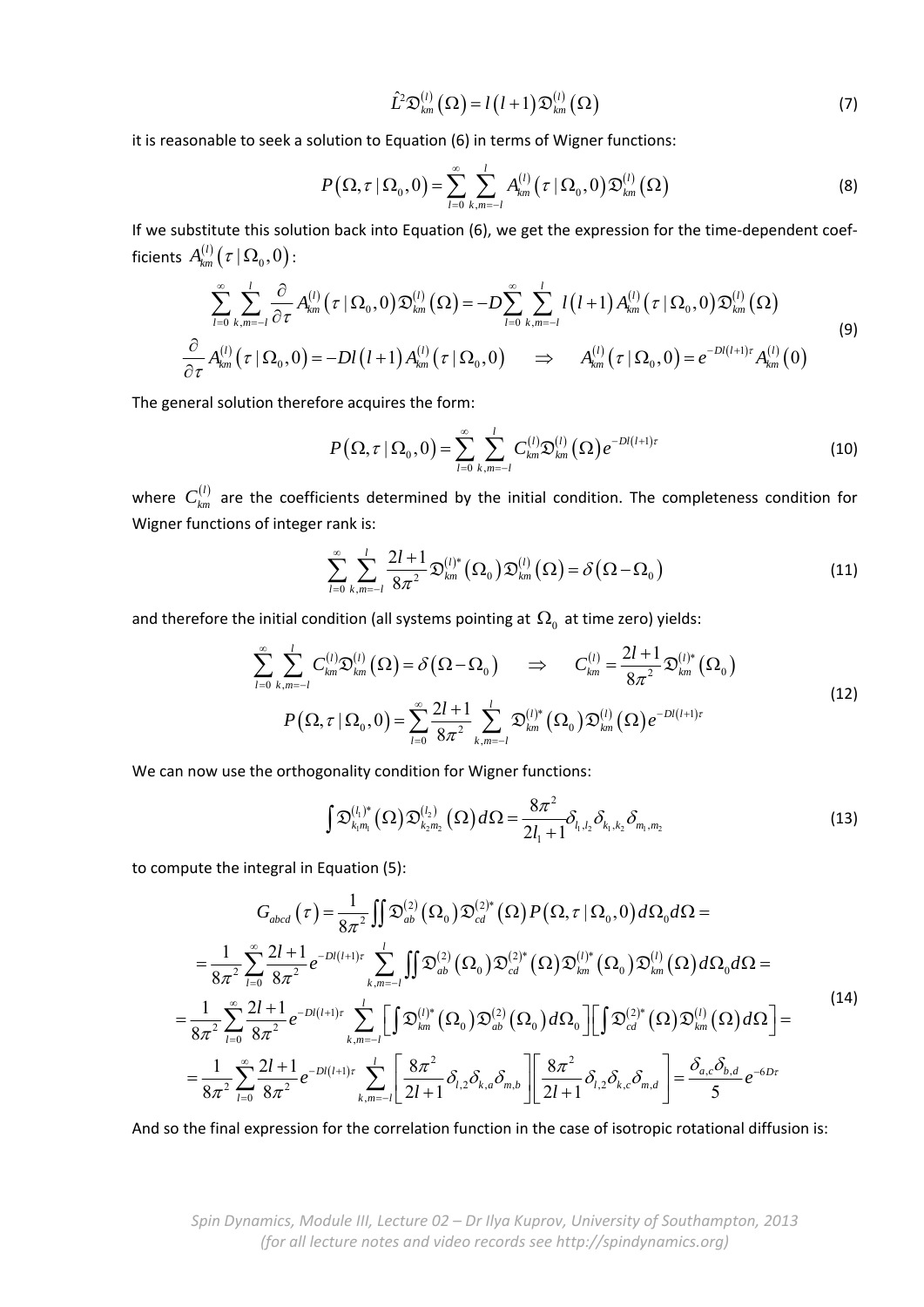$$\hat{L}^2 \mathfrak{D}_{km}^{(l)}(\Omega) = l(l+1)\mathfrak{D}_{km}^{(l)}(\Omega) \tag{7}$$

it is reasonable to seek a solution to Equation (6) in terms of Wigner functions:

$$P(\Omega,\tau\,|\,\Omega_0,0) = \sum_{l=0}^{\infty}\sum_{k,m=-l}^{l} A_{km}^{(l)}(\tau\,|\,\Omega_0,0)\mathfrak{D}_{km}^{(l)}(\Omega) \tag{8}$$

If we substitute this solution back into Equation (6), we get the expression for the time-dependent coefficients $A_{km}^{(l)}(\tau\,|\,\Omega_0,0)$:

$$\begin{gathered}
\sum_{l=0}^{\infty}\sum_{k,m=-l}^{l} \frac{\partial}{\partial\tau} A_{km}^{(l)}(\tau\,|\,\Omega_0,0)\mathfrak{D}_{km}^{(l)}(\Omega) = -D\sum_{l=0}^{\infty}\sum_{k,m=-l}^{l} l(l+1) A_{km}^{(l)}(\tau\,|\,\Omega_0,0)\mathfrak{D}_{km}^{(l)}(\Omega) \\
\frac{\partial}{\partial\tau} A_{km}^{(l)}(\tau\,|\,\Omega_0,0) = -Dl(l+1)A_{km}^{(l)}(\tau\,|\,\Omega_0,0) \quad \Rightarrow \quad A_{km}^{(l)}(\tau\,|\,\Omega_0,0) = e^{-Dl(l+1)\tau}A_{km}^{(l)}(0)
\end{gathered} \tag{9}$$

The general solution therefore acquires the form:

$$P(\Omega,\tau\,|\,\Omega_0,0) = \sum_{l=0}^{\infty}\sum_{k,m=-l}^{l} C_{km}^{(l)}\mathfrak{D}_{km}^{(l)}(\Omega)e^{-Dl(l+1)\tau} \tag{10}$$

where $C_{km}^{(l)}$ are the coefficients determined by the initial condition. The completeness condition for Wigner functions of integer rank is:

$$\sum_{l=0}^{\infty}\sum_{k,m=-l}^{l} \frac{2l+1}{8\pi^2}\mathfrak{D}_{km}^{(l)*}(\Omega_0)\mathfrak{D}_{km}^{(l)}(\Omega) = \delta(\Omega-\Omega_0) \tag{11}$$

and therefore the initial condition (all systems pointing at $\Omega_0$ at time zero) yields:

$$\begin{gathered}
\sum_{l=0}^{\infty}\sum_{k,m=-l}^{l} C_{km}^{(l)}\mathfrak{D}_{km}^{(l)}(\Omega) = \delta(\Omega-\Omega_0) \quad \Rightarrow \quad C_{km}^{(l)} = \frac{2l+1}{8\pi^2}\mathfrak{D}_{km}^{(l)*}(\Omega_0) \\
P(\Omega,\tau\,|\,\Omega_0,0) = \sum_{l=0}^{\infty}\frac{2l+1}{8\pi^2}\sum_{k,m=-l}^{l}\mathfrak{D}_{km}^{(l)*}(\Omega_0)\mathfrak{D}_{km}^{(l)}(\Omega)e^{-Dl(l+1)\tau}
\end{gathered} \tag{12}$$

We can now use the orthogonality condition for Wigner functions:

$$\int \mathfrak{D}_{k_1m_1}^{(l_1)*}(\Omega)\mathfrak{D}_{k_2m_2}^{(l_2)}(\Omega)\,d\Omega = \frac{8\pi^2}{2l_1+1}\delta_{l_1,l_2}\delta_{k_1,k_2}\delta_{m_1,m_2} \tag{13}$$

to compute the integral in Equation (5):

$$\begin{aligned}
G_{abcd}(\tau) &= \frac{1}{8\pi^2}\iint \mathfrak{D}_{ab}^{(2)}(\Omega_0)\mathfrak{D}_{cd}^{(2)*}(\Omega)P(\Omega,\tau\,|\,\Omega_0,0)\,d\Omega_0 d\Omega = \\
&= \frac{1}{8\pi^2}\sum_{l=0}^{\infty}\frac{2l+1}{8\pi^2}e^{-Dl(l+1)\tau}\sum_{k,m=-l}^{l}\iint \mathfrak{D}_{ab}^{(2)}(\Omega_0)\mathfrak{D}_{cd}^{(2)*}(\Omega)\mathfrak{D}_{km}^{(l)*}(\Omega_0)\mathfrak{D}_{km}^{(l)}(\Omega)\,d\Omega_0 d\Omega = \\
&= \frac{1}{8\pi^2}\sum_{l=0}^{\infty}\frac{2l+1}{8\pi^2}e^{-Dl(l+1)\tau}\sum_{k,m=-l}^{l}\left[\int \mathfrak{D}_{km}^{(l)*}(\Omega_0)\mathfrak{D}_{ab}^{(2)}(\Omega_0)\,d\Omega_0\right]\left[\int \mathfrak{D}_{cd}^{(2)*}(\Omega)\mathfrak{D}_{km}^{(l)}(\Omega)\,d\Omega\right] = \\
&= \frac{1}{8\pi^2}\sum_{l=0}^{\infty}\frac{2l+1}{8\pi^2}e^{-Dl(l+1)\tau}\sum_{k,m=-l}^{l}\left[\frac{8\pi^2}{2l+1}\delta_{l,2}\delta_{k,a}\delta_{m,b}\right]\left[\frac{8\pi^2}{2l+1}\delta_{l,2}\delta_{k,c}\delta_{m,d}\right] = \frac{\delta_{a,c}\delta_{b,d}}{5}e^{-6D\tau}
\end{aligned} \tag{14}$$

And so the final expression for the correlation function in the case of isotropic rotational diffusion is: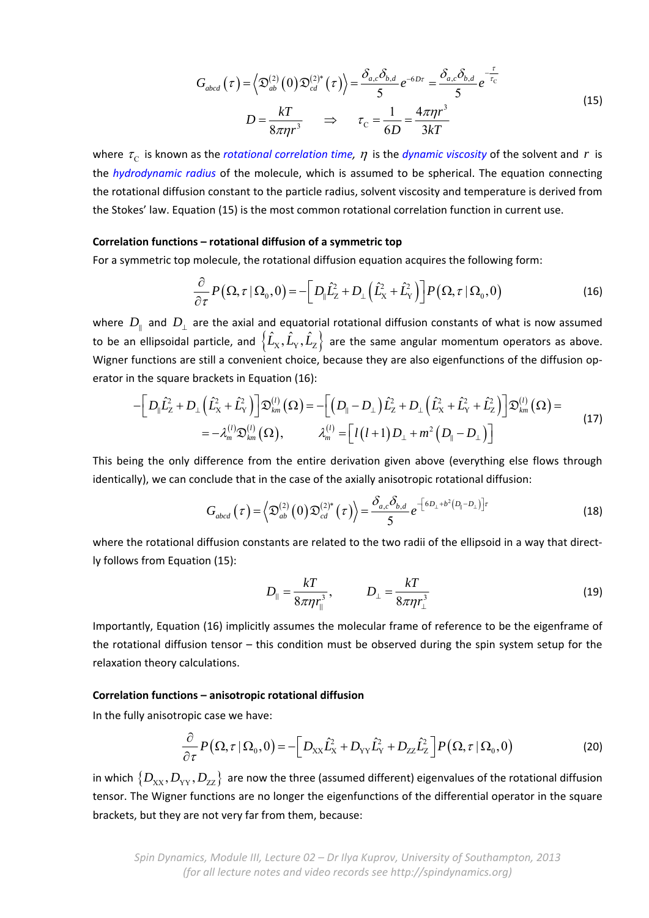$$G_{abcd}(\tau) = \left\langle \mathfrak{D}_{ab}^{(2)}(0)\,\mathfrak{D}_{cd}^{(2)*}(\tau)\right\rangle = \frac{\delta_{a,c}\delta_{b,d}}{5}e^{-6D\tau} = \frac{\delta_{a,c}\delta_{b,d}}{5}e^{-\frac{\tau}{\tau_C}}$$
$$D = \frac{kT}{8\pi\eta r^3} \quad \Rightarrow \quad \tau_C = \frac{1}{6D} = \frac{4\pi\eta r^3}{3kT} \tag{15}$$

where $\tau_C$ is known as the *rotational correlation time,* $\eta$ is the *dynamic viscosity* of the solvent and $r$ is the *hydrodynamic radius* of the molecule, which is assumed to be spherical. The equation connecting the rotational diffusion constant to the particle radius, solvent viscosity and temperature is derived from the Stokes' law. Equation (15) is the most common rotational correlation function in current use.

**Correlation functions – rotational diffusion of a symmetric top**

For a symmetric top molecule, the rotational diffusion equation acquires the following form:

$$\frac{\partial}{\partial\tau}P(\Omega,\tau\,|\,\Omega_0,0) = -\left[D_{\parallel}\hat{L}_Z^2 + D_{\perp}\left(\hat{L}_X^2+\hat{L}_Y^2\right)\right]P(\Omega,\tau\,|\,\Omega_0,0) \tag{16}$$

where $D_{\parallel}$ and $D_{\perp}$ are the axial and equatorial rotational diffusion constants of what is now assumed to be an ellipsoidal particle, and $\left\{\hat{L}_X,\hat{L}_Y,\hat{L}_Z\right\}$ are the same angular momentum operators as above. Wigner functions are still a convenient choice, because they are also eigenfunctions of the diffusion operator in the square brackets in Equation (16):

$$-\left[D_{\parallel}\hat{L}_Z^2 + D_{\perp}\left(\hat{L}_X^2+\hat{L}_Y^2\right)\right]\mathfrak{D}_{km}^{(l)}(\Omega) = -\left[\left(D_{\parallel}-D_{\perp}\right)\hat{L}_Z^2 + D_{\perp}\left(\hat{L}_X^2+\hat{L}_Y^2+\hat{L}_Z^2\right)\right]\mathfrak{D}_{km}^{(l)}(\Omega) =$$
$$= -\lambda_m^{(l)}\mathfrak{D}_{km}^{(l)}(\Omega), \qquad \lambda_m^{(l)} = \left[l(l+1)D_{\perp} + m^2\left(D_{\parallel}-D_{\perp}\right)\right] \tag{17}$$

This being the only difference from the entire derivation given above (everything else flows through identically), we can conclude that in the case of the axially anisotropic rotational diffusion:

$$G_{abcd}(\tau) = \left\langle \mathfrak{D}_{ab}^{(2)}(0)\,\mathfrak{D}_{cd}^{(2)*}(\tau)\right\rangle = \frac{\delta_{a,c}\delta_{b,d}}{5}e^{-\left[6D_{\perp}+b^2\left(D_{\parallel}-D_{\perp}\right)\right]\tau} \tag{18}$$

where the rotational diffusion constants are related to the two radii of the ellipsoid in a way that directly follows from Equation (15):

$$D_{\parallel} = \frac{kT}{8\pi\eta r_{\parallel}^3}, \qquad D_{\perp} = \frac{kT}{8\pi\eta r_{\perp}^3} \tag{19}$$

Importantly, Equation (16) implicitly assumes the molecular frame of reference to be the eigenframe of the rotational diffusion tensor – this condition must be observed during the spin system setup for the relaxation theory calculations.

**Correlation functions – anisotropic rotational diffusion**

In the fully anisotropic case we have:

$$\frac{\partial}{\partial\tau}P(\Omega,\tau\,|\,\Omega_0,0) = -\left[D_{XX}\hat{L}_X^2 + D_{YY}\hat{L}_Y^2 + D_{ZZ}\hat{L}_Z^2\right]P(\Omega,\tau\,|\,\Omega_0,0) \tag{20}$$

in which $\left\{D_{XX},D_{YY},D_{ZZ}\right\}$ are now the three (assumed different) eigenvalues of the rotational diffusion tensor. The Wigner functions are no longer the eigenfunctions of the differential operator in the square brackets, but they are not very far from them, because: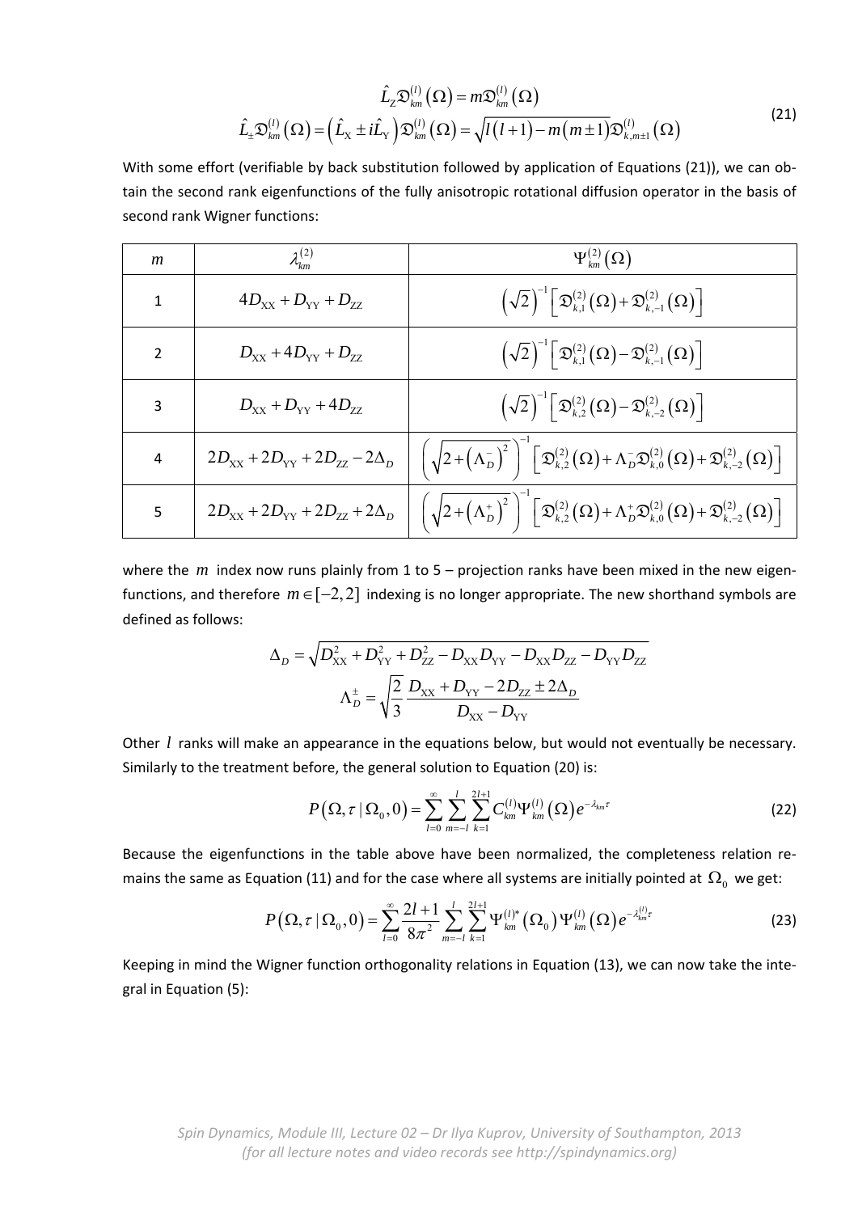$$
\begin{gathered}
\hat{L}_{\mathrm{Z}}\mathfrak{D}_{km}^{(l)}(\Omega) = m\mathfrak{D}_{km}^{(l)}(\Omega) \\
\hat{L}_{\pm}\mathfrak{D}_{km}^{(l)}(\Omega) = \left(\hat{L}_{\mathrm{X}} \pm i\hat{L}_{\mathrm{Y}}\right)\mathfrak{D}_{km}^{(l)}(\Omega) = \sqrt{l(l+1) - m(m\pm 1)}\,\mathfrak{D}_{k,m\pm 1}^{(l)}(\Omega)
\end{gathered}
\tag{21}
$$

With some effort (verifiable by back substitution followed by application of Equations (21)), we can obtain the second rank eigenfunctions of the fully anisotropic rotational diffusion operator in the basis of second rank Wigner functions:

| $m$ | $\lambda_{km}^{(2)}$ | $\Psi_{km}^{(2)}(\Omega)$ |
|---|---|---|
| 1 | $4D_{\mathrm{XX}} + D_{\mathrm{YY}} + D_{\mathrm{ZZ}}$ | $\left(\sqrt{2}\right)^{-1}\left[\mathfrak{D}_{k,1}^{(2)}(\Omega) + \mathfrak{D}_{k,-1}^{(2)}(\Omega)\right]$ |
| 2 | $D_{\mathrm{XX}} + 4D_{\mathrm{YY}} + D_{\mathrm{ZZ}}$ | $\left(\sqrt{2}\right)^{-1}\left[\mathfrak{D}_{k,1}^{(2)}(\Omega) - \mathfrak{D}_{k,-1}^{(2)}(\Omega)\right]$ |
| 3 | $D_{\mathrm{XX}} + D_{\mathrm{YY}} + 4D_{\mathrm{ZZ}}$ | $\left(\sqrt{2}\right)^{-1}\left[\mathfrak{D}_{k,2}^{(2)}(\Omega) - \mathfrak{D}_{k,-2}^{(2)}(\Omega)\right]$ |
| 4 | $2D_{\mathrm{XX}} + 2D_{\mathrm{YY}} + 2D_{\mathrm{ZZ}} - 2\Delta_D$ | $\left(\sqrt{2 + \left(\Lambda_D^{-}\right)^2}\right)^{-1}\left[\mathfrak{D}_{k,2}^{(2)}(\Omega) + \Lambda_D^{-}\mathfrak{D}_{k,0}^{(2)}(\Omega) + \mathfrak{D}_{k,-2}^{(2)}(\Omega)\right]$ |
| 5 | $2D_{\mathrm{XX}} + 2D_{\mathrm{YY}} + 2D_{\mathrm{ZZ}} + 2\Delta_D$ | $\left(\sqrt{2 + \left(\Lambda_D^{+}\right)^2}\right)^{-1}\left[\mathfrak{D}_{k,2}^{(2)}(\Omega) + \Lambda_D^{+}\mathfrak{D}_{k,0}^{(2)}(\Omega) + \mathfrak{D}_{k,-2}^{(2)}(\Omega)\right]$ |

where the $m$ index now runs plainly from 1 to 5 – projection ranks have been mixed in the new eigenfunctions, and therefore $m \in [-2, 2]$ indexing is no longer appropriate. The new shorthand symbols are defined as follows:

$$
\begin{gathered}
\Delta_D = \sqrt{D_{\mathrm{XX}}^2 + D_{\mathrm{YY}}^2 + D_{\mathrm{ZZ}}^2 - D_{\mathrm{XX}}D_{\mathrm{YY}} - D_{\mathrm{XX}}D_{\mathrm{ZZ}} - D_{\mathrm{YY}}D_{\mathrm{ZZ}}} \\
\Lambda_D^{\pm} = \sqrt{\frac{2}{3}}\,\frac{D_{\mathrm{XX}} + D_{\mathrm{YY}} - 2D_{\mathrm{ZZ}} \pm 2\Delta_D}{D_{\mathrm{XX}} - D_{\mathrm{YY}}}
\end{gathered}
$$

Other $l$ ranks will make an appearance in the equations below, but would not eventually be necessary. Similarly to the treatment before, the general solution to Equation (20) is:

$$
P(\Omega, \tau \mid \Omega_0, 0) = \sum_{l=0}^{\infty}\sum_{m=-l}^{l}\sum_{k=1}^{2l+1} C_{km}^{(l)}\Psi_{km}^{(l)}(\Omega)e^{-\lambda_{km}\tau}
\tag{22}
$$

Because the eigenfunctions in the table above have been normalized, the completeness relation remains the same as Equation (11) and for the case where all systems are initially pointed at $\Omega_0$ we get:

$$
P(\Omega, \tau \mid \Omega_0, 0) = \sum_{l=0}^{\infty}\frac{2l+1}{8\pi^2}\sum_{m=-l}^{l}\sum_{k=1}^{2l+1}\Psi_{km}^{(l)*}(\Omega_0)\Psi_{km}^{(l)}(\Omega)e^{-\lambda_{km}^{(l)}\tau}
\tag{23}
$$

Keeping in mind the Wigner function orthogonality relations in Equation (13), we can now take the integral in Equation (5):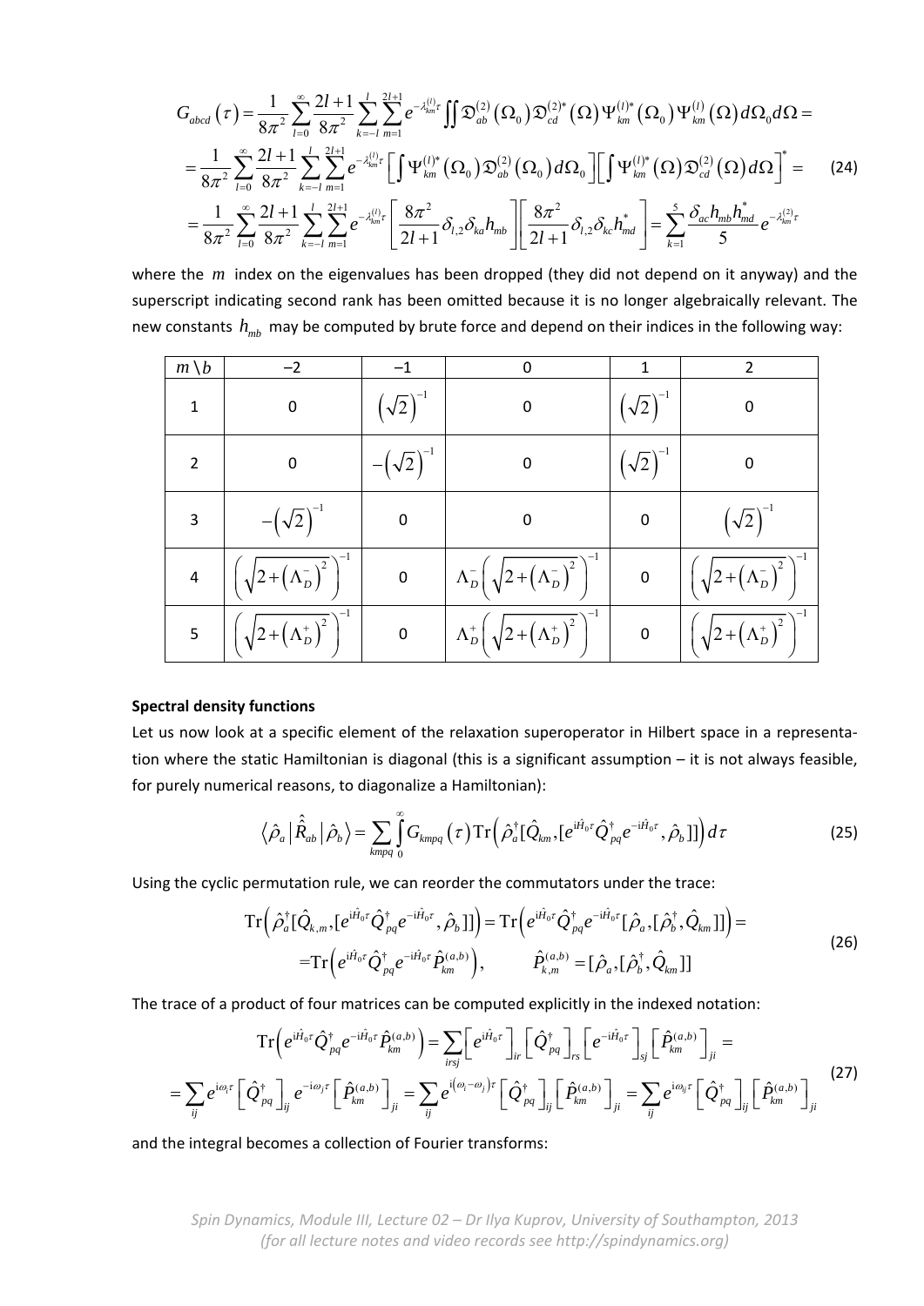$$
\begin{aligned}
G_{abcd}(\tau) &= \frac{1}{8\pi^2}\sum_{l=0}^{\infty}\frac{2l+1}{8\pi^2}\sum_{k=-l}^{l}\sum_{m=1}^{2l+1} e^{-\lambda_{km}^{(l)}\tau}\iint \mathfrak{D}_{ab}^{(2)}(\Omega_0)\mathfrak{D}_{cd}^{(2)*}(\Omega)\Psi_{km}^{(l)*}(\Omega_0)\Psi_{km}^{(l)}(\Omega)\,d\Omega_0 d\Omega = \\
&= \frac{1}{8\pi^2}\sum_{l=0}^{\infty}\frac{2l+1}{8\pi^2}\sum_{k=-l}^{l}\sum_{m=1}^{2l+1} e^{-\lambda_{km}^{(l)}\tau}\left[\int \Psi_{km}^{(l)*}(\Omega_0)\mathfrak{D}_{ab}^{(2)}(\Omega_0)\,d\Omega_0\right]\left[\int \Psi_{km}^{(l)*}(\Omega)\mathfrak{D}_{cd}^{(2)}(\Omega)\,d\Omega\right]^* = \\
&= \frac{1}{8\pi^2}\sum_{l=0}^{\infty}\frac{2l+1}{8\pi^2}\sum_{k=-l}^{l}\sum_{m=1}^{2l+1} e^{-\lambda_{km}^{(l)}\tau}\left[\frac{8\pi^2}{2l+1}\delta_{l,2}\delta_{ka}h_{mb}\right]\left[\frac{8\pi^2}{2l+1}\delta_{l,2}\delta_{kc}h_{md}^*\right] = \sum_{k=1}^{5}\frac{\delta_{ac}h_{mb}h_{md}^*}{5}e^{-\lambda_{km}^{(2)}\tau}
\end{aligned}
\tag{24}
$$

where the $m$ index on the eigenvalues has been dropped (they did not depend on it anyway) and the superscript indicating second rank has been omitted because it is no longer algebraically relevant. The new constants $h_{mb}$ may be computed by brute force and depend on their indices in the following way:

| $m \backslash b$ | $-2$ | $-1$ | $0$ | $1$ | $2$ |
|---|---|---|---|---|---|
| 1 | 0 | $\left(\sqrt{2}\right)^{-1}$ | 0 | $\left(\sqrt{2}\right)^{-1}$ | 0 |
| 2 | 0 | $-\left(\sqrt{2}\right)^{-1}$ | 0 | $\left(\sqrt{2}\right)^{-1}$ | 0 |
| 3 | $-\left(\sqrt{2}\right)^{-1}$ | 0 | 0 | 0 | $\left(\sqrt{2}\right)^{-1}$ |
| 4 | $\left(\sqrt{2+\left(\Lambda_D^-\right)^2}\right)^{-1}$ | 0 | $\Lambda_D^-\left(\sqrt{2+\left(\Lambda_D^-\right)^2}\right)^{-1}$ | 0 | $\left(\sqrt{2+\left(\Lambda_D^-\right)^2}\right)^{-1}$ |
| 5 | $\left(\sqrt{2+\left(\Lambda_D^+\right)^2}\right)^{-1}$ | 0 | $\Lambda_D^+\left(\sqrt{2+\left(\Lambda_D^+\right)^2}\right)^{-1}$ | 0 | $\left(\sqrt{2+\left(\Lambda_D^+\right)^2}\right)^{-1}$ |

**Spectral density functions**

Let us now look at a specific element of the relaxation superoperator in Hilbert space in a representation where the static Hamiltonian is diagonal (this is a significant assumption – it is not always feasible, for purely numerical reasons, to diagonalize a Hamiltonian):

$$
\langle \hat{\rho}_a | \hat{\hat{R}}_{ab} | \hat{\rho}_b \rangle = \sum_{kmpq}\int_0^{\infty} G_{kmpq}(\tau)\,\mathrm{Tr}\left(\hat{\rho}_a^{\dagger}[\hat{Q}_{km},[e^{\mathrm{i}\hat{H}_0\tau}\hat{Q}_{pq}^{\dagger}e^{-\mathrm{i}\hat{H}_0\tau},\hat{\rho}_b]]\right)d\tau
\tag{25}
$$

Using the cyclic permutation rule, we can reorder the commutators under the trace:

$$
\begin{aligned}
\mathrm{Tr}\left(\hat{\rho}_a^{\dagger}[\hat{Q}_{k,m},[e^{\mathrm{i}\hat{H}_0\tau}\hat{Q}_{pq}^{\dagger}e^{-\mathrm{i}\hat{H}_0\tau},\hat{\rho}_b]]\right) &= \mathrm{Tr}\left(e^{\mathrm{i}\hat{H}_0\tau}\hat{Q}_{pq}^{\dagger}e^{-\mathrm{i}\hat{H}_0\tau}[\hat{\rho}_a,[\hat{\rho}_b^{\dagger},\hat{Q}_{km}]]\right) = \\
&= \mathrm{Tr}\left(e^{\mathrm{i}\hat{H}_0\tau}\hat{Q}_{pq}^{\dagger}e^{-\mathrm{i}\hat{H}_0\tau}\hat{P}_{km}^{(a,b)}\right), \qquad \hat{P}_{k,m}^{(a,b)} = [\hat{\rho}_a,[\hat{\rho}_b^{\dagger},\hat{Q}_{km}]]
\end{aligned}
\tag{26}
$$

The trace of a product of four matrices can be computed explicitly in the indexed notation:

$$
\begin{aligned}
\mathrm{Tr}\left(e^{\mathrm{i}\hat{H}_0\tau}\hat{Q}_{pq}^{\dagger}e^{-\mathrm{i}\hat{H}_0\tau}\hat{P}_{km}^{(a,b)}\right) &= \sum_{irsj}\left[e^{\mathrm{i}\hat{H}_0\tau}\right]_{ir}\left[\hat{Q}_{pq}^{\dagger}\right]_{rs}\left[e^{-\mathrm{i}\hat{H}_0\tau}\right]_{sj}\left[\hat{P}_{km}^{(a,b)}\right]_{ji} = \\
= \sum_{ij}e^{\mathrm{i}\omega_i\tau}\left[\hat{Q}_{pq}^{\dagger}\right]_{ij}e^{-\mathrm{i}\omega_j\tau}\left[\hat{P}_{km}^{(a,b)}\right]_{ji} &= \sum_{ij}e^{\mathrm{i}(\omega_i-\omega_j)\tau}\left[\hat{Q}_{pq}^{\dagger}\right]_{ij}\left[\hat{P}_{km}^{(a,b)}\right]_{ji} = \sum_{ij}e^{\mathrm{i}\omega_{ij}\tau}\left[\hat{Q}_{pq}^{\dagger}\right]_{ij}\left[\hat{P}_{km}^{(a,b)}\right]_{ji}
\end{aligned}
\tag{27}
$$

and the integral becomes a collection of Fourier transforms: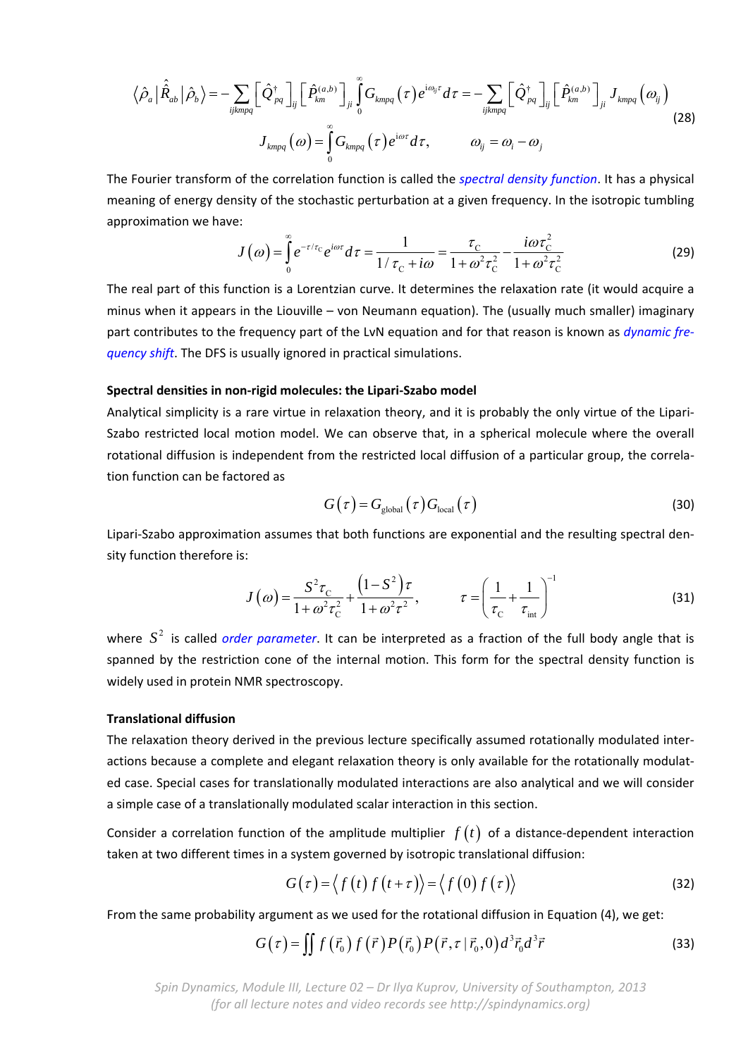$$
\left\langle \hat{\rho}_a \middle| \hat{\hat{R}}_{ab} \middle| \hat{\rho}_b \right\rangle = -\sum_{ijkmpq} \left[ \hat{Q}_{pq}^{\dagger} \right]_{ij} \left[ \hat{P}_{km}^{(a,b)} \right]_{ji} \int_0^{\infty} G_{kmpq}(\tau) e^{i\omega_{ij}\tau} d\tau = -\sum_{ijkmpq} \left[ \hat{Q}_{pq}^{\dagger} \right]_{ij} \left[ \hat{P}_{km}^{(a,b)} \right]_{ji} J_{kmpq}(\omega_{ij})
$$

$$
J_{kmpq}(\omega) = \int_0^{\infty} G_{kmpq}(\tau) e^{i\omega\tau} d\tau, \qquad \omega_{ij} = \omega_i - \omega_j \tag{28}
$$

The Fourier transform of the correlation function is called the *spectral density function*. It has a physical meaning of energy density of the stochastic perturbation at a given frequency. In the isotropic tumbling approximation we have:

$$
J(\omega) = \int_0^{\infty} e^{-\tau/\tau_C} e^{i\omega\tau} d\tau = \frac{1}{1/\tau_C + i\omega} = \frac{\tau_C}{1+\omega^2\tau_C^2} - \frac{i\omega\tau_C^2}{1+\omega^2\tau_C^2} \tag{29}
$$

The real part of this function is a Lorentzian curve. It determines the relaxation rate (it would acquire a minus when it appears in the Liouville – von Neumann equation). The (usually much smaller) imaginary part contributes to the frequency part of the LvN equation and for that reason is known as *dynamic frequency shift*. The DFS is usually ignored in practical simulations.

**Spectral densities in non-rigid molecules: the Lipari-Szabo model**

Analytical simplicity is a rare virtue in relaxation theory, and it is probably the only virtue of the Lipari-Szabo restricted local motion model. We can observe that, in a spherical molecule where the overall rotational diffusion is independent from the restricted local diffusion of a particular group, the correlation function can be factored as

$$
G(\tau) = G_{\text{global}}(\tau) G_{\text{local}}(\tau) \tag{30}
$$

Lipari-Szabo approximation assumes that both functions are exponential and the resulting spectral density function therefore is:

$$
J(\omega) = \frac{S^2\tau_C}{1+\omega^2\tau_C^2} + \frac{(1-S^2)\tau}{1+\omega^2\tau^2}, \qquad \tau = \left( \frac{1}{\tau_C} + \frac{1}{\tau_{\text{int}}} \right)^{-1} \tag{31}
$$

where $S^2$ is called *order parameter*. It can be interpreted as a fraction of the full body angle that is spanned by the restriction cone of the internal motion. This form for the spectral density function is widely used in protein NMR spectroscopy.

**Translational diffusion**

The relaxation theory derived in the previous lecture specifically assumed rotationally modulated interactions because a complete and elegant relaxation theory is only available for the rotationally modulated case. Special cases for translationally modulated interactions are also analytical and we will consider a simple case of a translationally modulated scalar interaction in this section.

Consider a correlation function of the amplitude multiplier $f(t)$ of a distance-dependent interaction taken at two different times in a system governed by isotropic translational diffusion:

$$
G(\tau) = \left\langle f(t) f(t+\tau) \right\rangle = \left\langle f(0) f(\tau) \right\rangle \tag{32}
$$

From the same probability argument as we used for the rotational diffusion in Equation (4), we get:

$$
G(\tau) = \iint f(\vec{r}_0) f(\vec{r}) P(\vec{r}_0) P(\vec{r},\tau \,|\, \vec{r}_0, 0) d^3\vec{r}_0 d^3\vec{r} \tag{33}
$$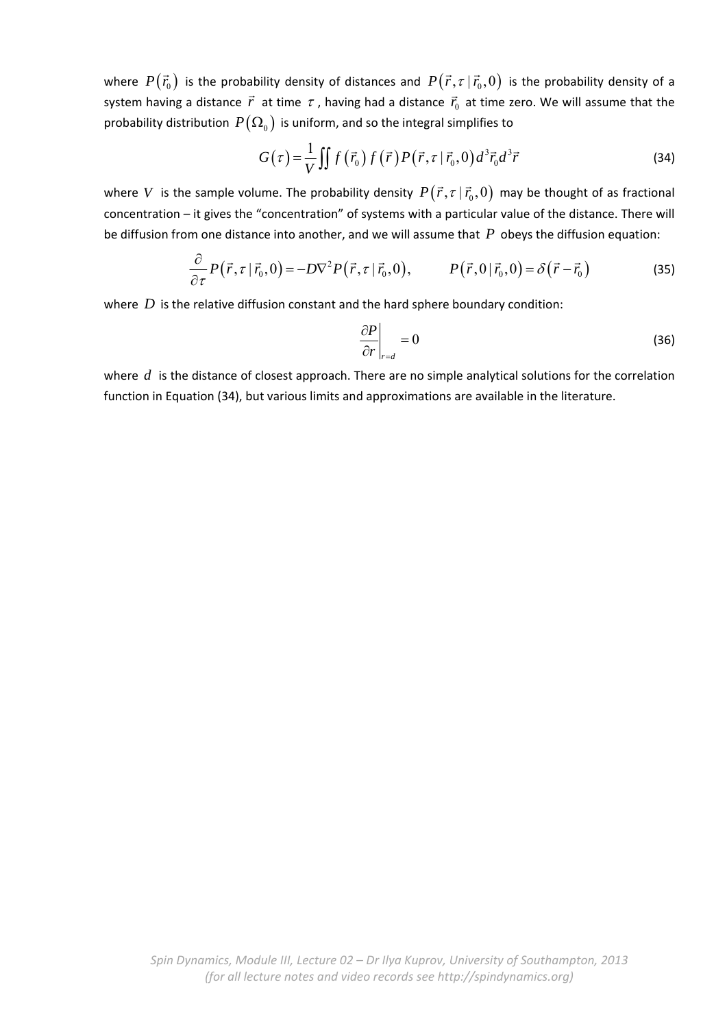where $P(\vec{r}_0)$ is the probability density of distances and $P(\vec{r},\tau\,|\,\vec{r}_0,0)$ is the probability density of a system having a distance $\vec{r}$ at time $\tau$, having had a distance $\vec{r}_0$ at time zero. We will assume that the probability distribution $P(\Omega_0)$ is uniform, and so the integral simplifies to

$$G(\tau)=\frac{1}{V}\iint f(\vec{r}_0)\,f(\vec{r})\,P(\vec{r},\tau\,|\,\vec{r}_0,0)\,d^3\vec{r}_0 d^3\vec{r} \tag{34}$$

where $V$ is the sample volume. The probability density $P(\vec{r},\tau\,|\,\vec{r}_0,0)$ may be thought of as fractional concentration – it gives the "concentration" of systems with a particular value of the distance. There will be diffusion from one distance into another, and we will assume that $P$ obeys the diffusion equation:

$$\frac{\partial}{\partial\tau}P(\vec{r},\tau\,|\,\vec{r}_0,0)=-D\nabla^2 P(\vec{r},\tau\,|\,\vec{r}_0,0),\qquad P(\vec{r},0\,|\,\vec{r}_0,0)=\delta(\vec{r}-\vec{r}_0) \tag{35}$$

where $D$ is the relative diffusion constant and the hard sphere boundary condition:

$$\left.\frac{\partial P}{\partial r}\right|_{r=d}=0 \tag{36}$$

where $d$ is the distance of closest approach. There are no simple analytical solutions for the correlation function in Equation (34), but various limits and approximations are available in the literature.